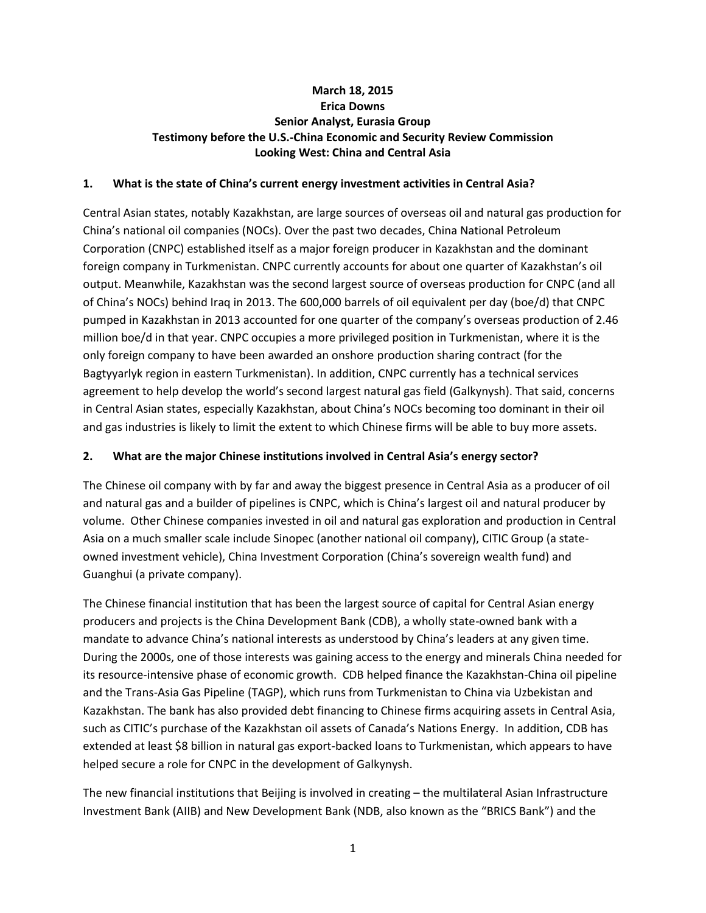**March 18, 2015**
**Erica Downs**
**Senior Analyst, Eurasia Group**
**Testimony before the U.S.-China Economic and Security Review Commission**
**Looking West: China and Central Asia**

## 1. What is the state of China's current energy investment activities in Central Asia?

Central Asian states, notably Kazakhstan, are large sources of overseas oil and natural gas production for China's national oil companies (NOCs). Over the past two decades, China National Petroleum Corporation (CNPC) established itself as a major foreign producer in Kazakhstan and the dominant foreign company in Turkmenistan. CNPC currently accounts for about one quarter of Kazakhstan's oil output. Meanwhile, Kazakhstan was the second largest source of overseas production for CNPC (and all of China's NOCs) behind Iraq in 2013. The 600,000 barrels of oil equivalent per day (boe/d) that CNPC pumped in Kazakhstan in 2013 accounted for one quarter of the company's overseas production of 2.46 million boe/d in that year. CNPC occupies a more privileged position in Turkmenistan, where it is the only foreign company to have been awarded an onshore production sharing contract (for the Bagtyyarlyk region in eastern Turkmenistan). In addition, CNPC currently has a technical services agreement to help develop the world's second largest natural gas field (Galkynysh). That said, concerns in Central Asian states, especially Kazakhstan, about China's NOCs becoming too dominant in their oil and gas industries is likely to limit the extent to which Chinese firms will be able to buy more assets.

## 2. What are the major Chinese institutions involved in Central Asia's energy sector?

The Chinese oil company with by far and away the biggest presence in Central Asia as a producer of oil and natural gas and a builder of pipelines is CNPC, which is China's largest oil and natural producer by volume. Other Chinese companies invested in oil and natural gas exploration and production in Central Asia on a much smaller scale include Sinopec (another national oil company), CITIC Group (a state-owned investment vehicle), China Investment Corporation (China's sovereign wealth fund) and Guanghui (a private company).

The Chinese financial institution that has been the largest source of capital for Central Asian energy producers and projects is the China Development Bank (CDB), a wholly state-owned bank with a mandate to advance China's national interests as understood by China's leaders at any given time. During the 2000s, one of those interests was gaining access to the energy and minerals China needed for its resource-intensive phase of economic growth. CDB helped finance the Kazakhstan-China oil pipeline and the Trans-Asia Gas Pipeline (TAGP), which runs from Turkmenistan to China via Uzbekistan and Kazakhstan. The bank has also provided debt financing to Chinese firms acquiring assets in Central Asia, such as CITIC's purchase of the Kazakhstan oil assets of Canada's Nations Energy. In addition, CDB has extended at least $8 billion in natural gas export-backed loans to Turkmenistan, which appears to have helped secure a role for CNPC in the development of Galkynysh.

The new financial institutions that Beijing is involved in creating – the multilateral Asian Infrastructure Investment Bank (AIIB) and New Development Bank (NDB, also known as the "BRICS Bank") and the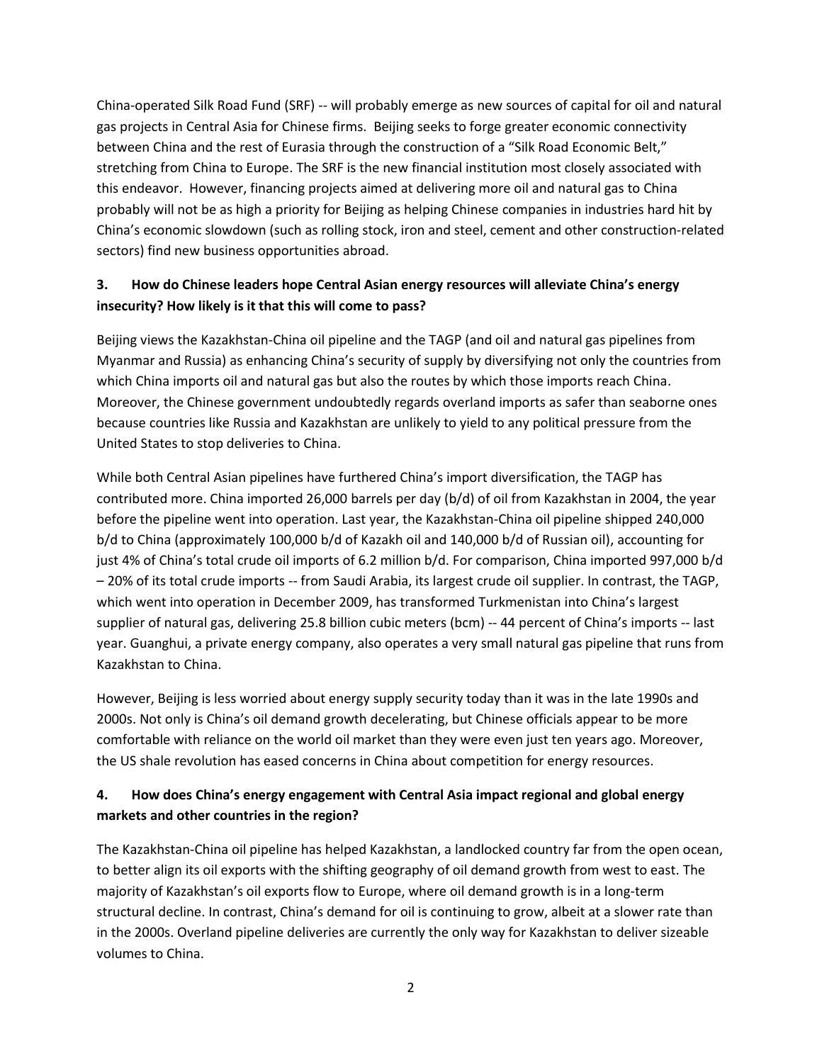China-operated Silk Road Fund (SRF) -- will probably emerge as new sources of capital for oil and natural gas projects in Central Asia for Chinese firms. Beijing seeks to forge greater economic connectivity between China and the rest of Eurasia through the construction of a "Silk Road Economic Belt," stretching from China to Europe. The SRF is the new financial institution most closely associated with this endeavor. However, financing projects aimed at delivering more oil and natural gas to China probably will not be as high a priority for Beijing as helping Chinese companies in industries hard hit by China's economic slowdown (such as rolling stock, iron and steel, cement and other construction-related sectors) find new business opportunities abroad.

**3. How do Chinese leaders hope Central Asian energy resources will alleviate China's energy insecurity? How likely is it that this will come to pass?**

Beijing views the Kazakhstan-China oil pipeline and the TAGP (and oil and natural gas pipelines from Myanmar and Russia) as enhancing China's security of supply by diversifying not only the countries from which China imports oil and natural gas but also the routes by which those imports reach China. Moreover, the Chinese government undoubtedly regards overland imports as safer than seaborne ones because countries like Russia and Kazakhstan are unlikely to yield to any political pressure from the United States to stop deliveries to China.

While both Central Asian pipelines have furthered China's import diversification, the TAGP has contributed more. China imported 26,000 barrels per day (b/d) of oil from Kazakhstan in 2004, the year before the pipeline went into operation. Last year, the Kazakhstan-China oil pipeline shipped 240,000 b/d to China (approximately 100,000 b/d of Kazakh oil and 140,000 b/d of Russian oil), accounting for just 4% of China's total crude oil imports of 6.2 million b/d. For comparison, China imported 997,000 b/d – 20% of its total crude imports -- from Saudi Arabia, its largest crude oil supplier. In contrast, the TAGP, which went into operation in December 2009, has transformed Turkmenistan into China's largest supplier of natural gas, delivering 25.8 billion cubic meters (bcm) -- 44 percent of China's imports -- last year. Guanghui, a private energy company, also operates a very small natural gas pipeline that runs from Kazakhstan to China.

However, Beijing is less worried about energy supply security today than it was in the late 1990s and 2000s. Not only is China's oil demand growth decelerating, but Chinese officials appear to be more comfortable with reliance on the world oil market than they were even just ten years ago. Moreover, the US shale revolution has eased concerns in China about competition for energy resources.

**4. How does China's energy engagement with Central Asia impact regional and global energy markets and other countries in the region?**

The Kazakhstan-China oil pipeline has helped Kazakhstan, a landlocked country far from the open ocean, to better align its oil exports with the shifting geography of oil demand growth from west to east. The majority of Kazakhstan's oil exports flow to Europe, where oil demand growth is in a long-term structural decline. In contrast, China's demand for oil is continuing to grow, albeit at a slower rate than in the 2000s. Overland pipeline deliveries are currently the only way for Kazakhstan to deliver sizeable volumes to China.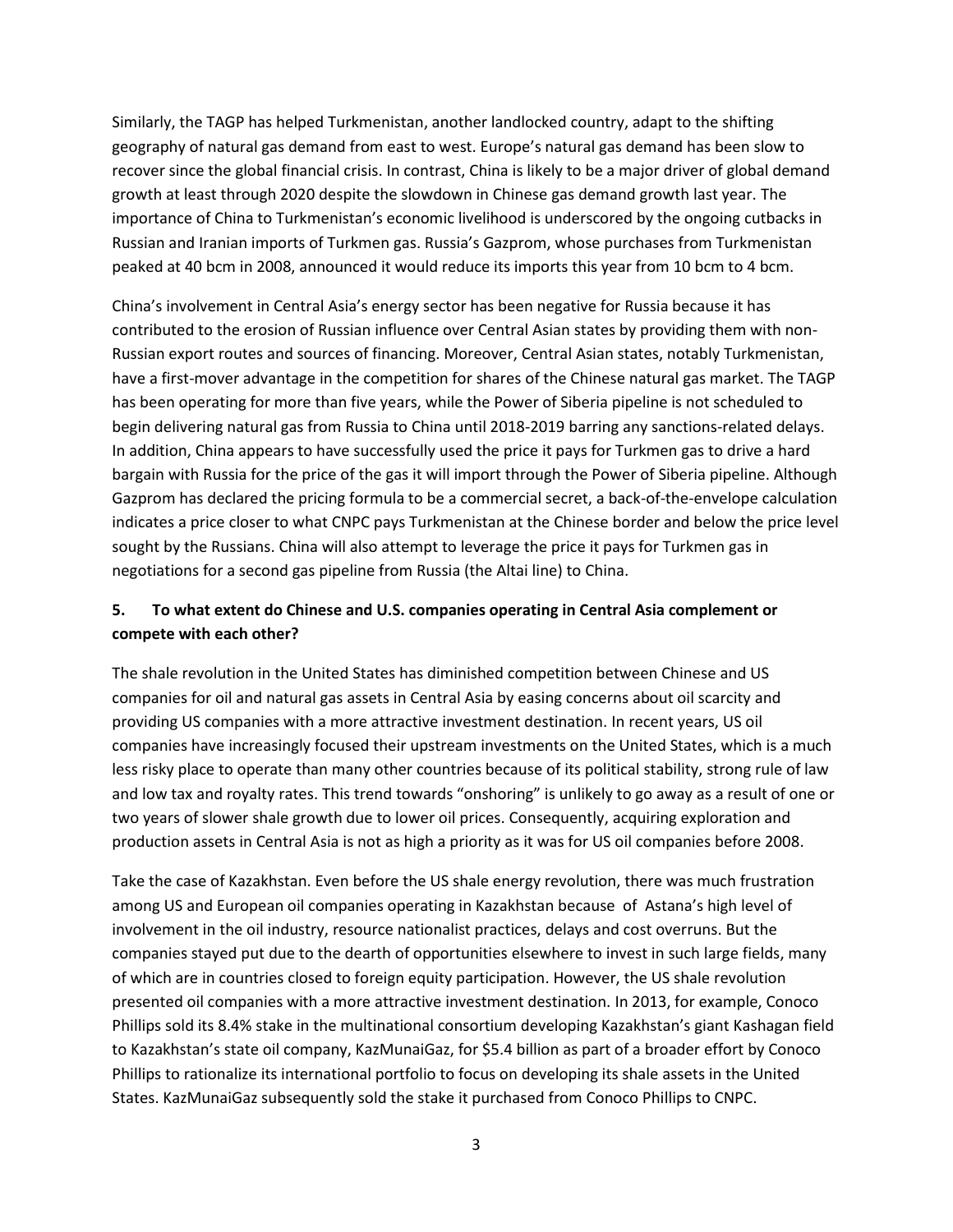Similarly, the TAGP has helped Turkmenistan, another landlocked country, adapt to the shifting geography of natural gas demand from east to west. Europe's natural gas demand has been slow to recover since the global financial crisis. In contrast, China is likely to be a major driver of global demand growth at least through 2020 despite the slowdown in Chinese gas demand growth last year. The importance of China to Turkmenistan's economic livelihood is underscored by the ongoing cutbacks in Russian and Iranian imports of Turkmen gas. Russia's Gazprom, whose purchases from Turkmenistan peaked at 40 bcm in 2008, announced it would reduce its imports this year from 10 bcm to 4 bcm.

China's involvement in Central Asia's energy sector has been negative for Russia because it has contributed to the erosion of Russian influence over Central Asian states by providing them with non-Russian export routes and sources of financing. Moreover, Central Asian states, notably Turkmenistan, have a first-mover advantage in the competition for shares of the Chinese natural gas market. The TAGP has been operating for more than five years, while the Power of Siberia pipeline is not scheduled to begin delivering natural gas from Russia to China until 2018-2019 barring any sanctions-related delays. In addition, China appears to have successfully used the price it pays for Turkmen gas to drive a hard bargain with Russia for the price of the gas it will import through the Power of Siberia pipeline. Although Gazprom has declared the pricing formula to be a commercial secret, a back-of-the-envelope calculation indicates a price closer to what CNPC pays Turkmenistan at the Chinese border and below the price level sought by the Russians. China will also attempt to leverage the price it pays for Turkmen gas in negotiations for a second gas pipeline from Russia (the Altai line) to China.

## 5. To what extent do Chinese and U.S. companies operating in Central Asia complement or compete with each other?

The shale revolution in the United States has diminished competition between Chinese and US companies for oil and natural gas assets in Central Asia by easing concerns about oil scarcity and providing US companies with a more attractive investment destination. In recent years, US oil companies have increasingly focused their upstream investments on the United States, which is a much less risky place to operate than many other countries because of its political stability, strong rule of law and low tax and royalty rates. This trend towards "onshoring" is unlikely to go away as a result of one or two years of slower shale growth due to lower oil prices. Consequently, acquiring exploration and production assets in Central Asia is not as high a priority as it was for US oil companies before 2008.

Take the case of Kazakhstan. Even before the US shale energy revolution, there was much frustration among US and European oil companies operating in Kazakhstan because of Astana's high level of involvement in the oil industry, resource nationalist practices, delays and cost overruns. But the companies stayed put due to the dearth of opportunities elsewhere to invest in such large fields, many of which are in countries closed to foreign equity participation. However, the US shale revolution presented oil companies with a more attractive investment destination. In 2013, for example, Conoco Phillips sold its 8.4% stake in the multinational consortium developing Kazakhstan's giant Kashagan field to Kazakhstan's state oil company, KazMunaiGaz, for $5.4 billion as part of a broader effort by Conoco Phillips to rationalize its international portfolio to focus on developing its shale assets in the United States. KazMunaiGaz subsequently sold the stake it purchased from Conoco Phillips to CNPC.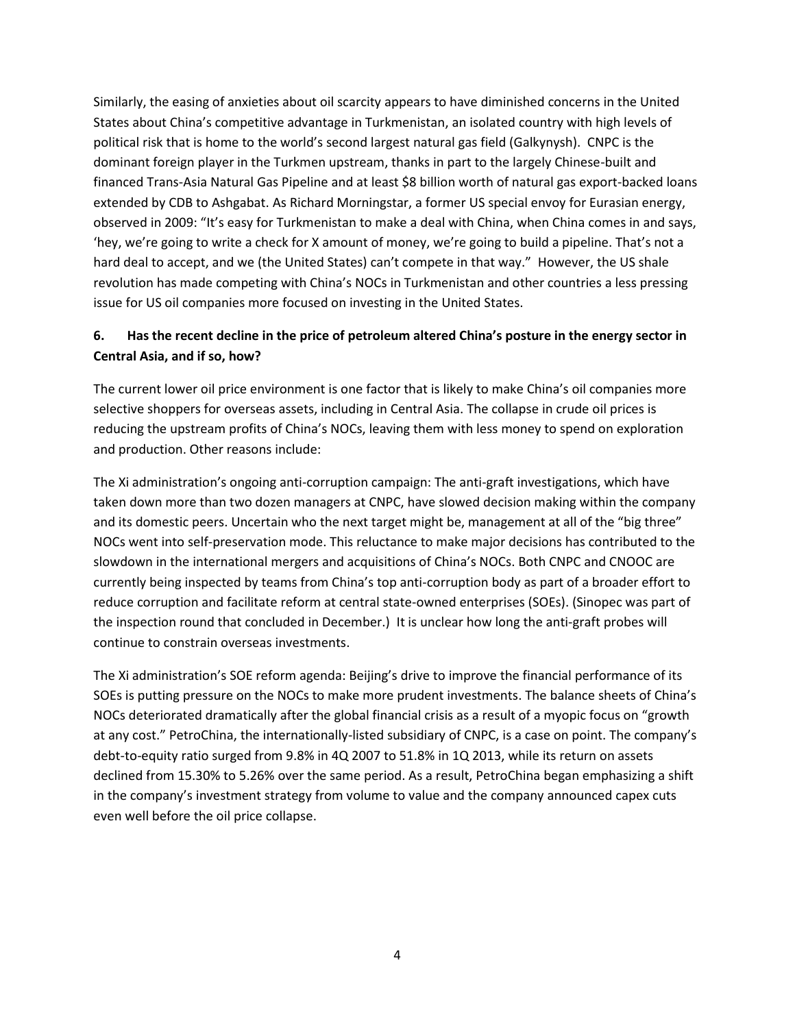Similarly, the easing of anxieties about oil scarcity appears to have diminished concerns in the United States about China's competitive advantage in Turkmenistan, an isolated country with high levels of political risk that is home to the world's second largest natural gas field (Galkynysh). CNPC is the dominant foreign player in the Turkmen upstream, thanks in part to the largely Chinese-built and financed Trans-Asia Natural Gas Pipeline and at least $8 billion worth of natural gas export-backed loans extended by CDB to Ashgabat. As Richard Morningstar, a former US special envoy for Eurasian energy, observed in 2009: "It's easy for Turkmenistan to make a deal with China, when China comes in and says, 'hey, we're going to write a check for X amount of money, we're going to build a pipeline. That's not a hard deal to accept, and we (the United States) can't compete in that way." However, the US shale revolution has made competing with China's NOCs in Turkmenistan and other countries a less pressing issue for US oil companies more focused on investing in the United States.

### 6. Has the recent decline in the price of petroleum altered China's posture in the energy sector in Central Asia, and if so, how?

The current lower oil price environment is one factor that is likely to make China's oil companies more selective shoppers for overseas assets, including in Central Asia. The collapse in crude oil prices is reducing the upstream profits of China's NOCs, leaving them with less money to spend on exploration and production. Other reasons include:

The Xi administration's ongoing anti-corruption campaign: The anti-graft investigations, which have taken down more than two dozen managers at CNPC, have slowed decision making within the company and its domestic peers. Uncertain who the next target might be, management at all of the "big three" NOCs went into self-preservation mode. This reluctance to make major decisions has contributed to the slowdown in the international mergers and acquisitions of China's NOCs. Both CNPC and CNOOC are currently being inspected by teams from China's top anti-corruption body as part of a broader effort to reduce corruption and facilitate reform at central state-owned enterprises (SOEs). (Sinopec was part of the inspection round that concluded in December.) It is unclear how long the anti-graft probes will continue to constrain overseas investments.

The Xi administration's SOE reform agenda: Beijing's drive to improve the financial performance of its SOEs is putting pressure on the NOCs to make more prudent investments. The balance sheets of China's NOCs deteriorated dramatically after the global financial crisis as a result of a myopic focus on "growth at any cost." PetroChina, the internationally-listed subsidiary of CNPC, is a case on point. The company's debt-to-equity ratio surged from 9.8% in 4Q 2007 to 51.8% in 1Q 2013, while its return on assets declined from 15.30% to 5.26% over the same period. As a result, PetroChina began emphasizing a shift in the company's investment strategy from volume to value and the company announced capex cuts even well before the oil price collapse.